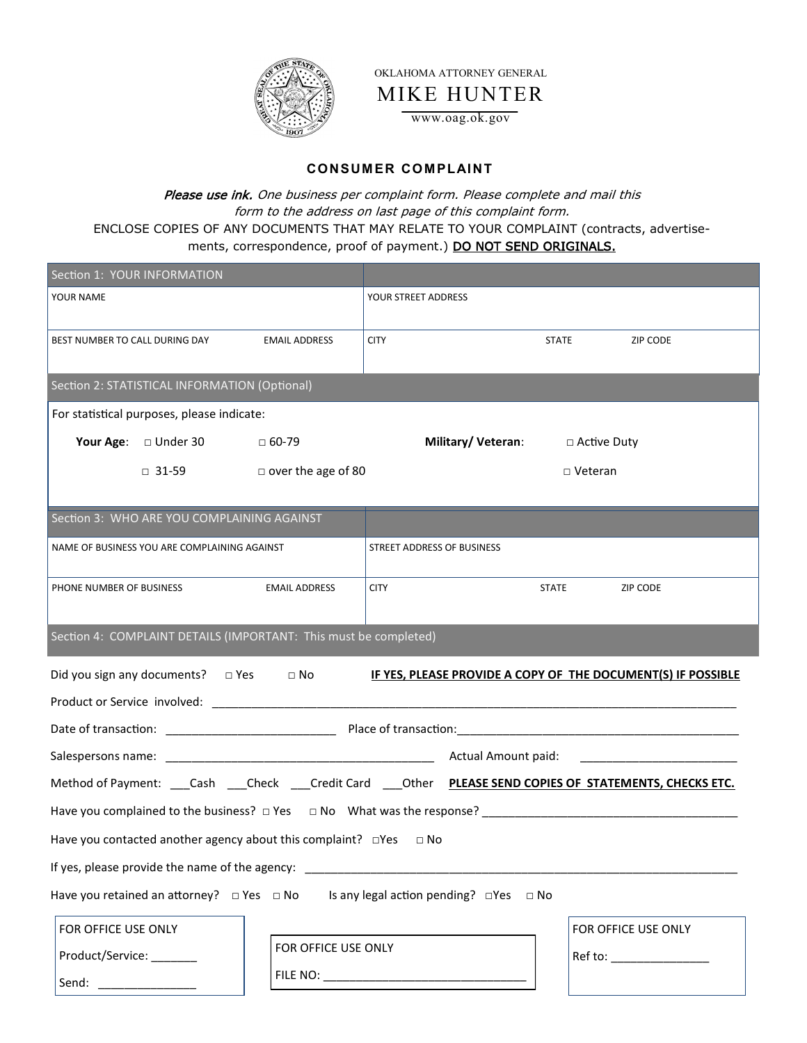OKLAHOMA ATTORNEY GENERAL

# MIKE HUNTER

www.oag.ok.gov

## CONSUMER COMPLAINT

*Please use ink. One business per complaint form. Please complete and mail this form to the address on last page of this complaint form.*

ENCLOSE COPIES OF ANY DOCUMENTS THAT MAY RELATE TO YOUR COMPLAINT (contracts, advertisements, correspondence, proof of payment.) <u>DO NOT SEND ORIGINALS.</u>

| Section 1: YOUR INFORMATION | | | | |
|---|---|---|---|---|
| YOUR NAME | | YOUR STREET ADDRESS | | |
| BEST NUMBER TO CALL DURING DAY | EMAIL ADDRESS | CITY | STATE | ZIP CODE |

**Section 2: STATISTICAL INFORMATION (Optional)**

For statistical purposes, please indicate:

**Your Age**: □ Under 30 □ 60-79 □ 31-59 □ over the age of 80

**Military/ Veteran**: □ Active Duty □ Veteran

| Section 3: WHO ARE YOU COMPLAINING AGAINST | | | | |
|---|---|---|---|---|
| NAME OF BUSINESS YOU ARE COMPLAINING AGAINST | | STREET ADDRESS OF BUSINESS | | |
| PHONE NUMBER OF BUSINESS | EMAIL ADDRESS | CITY | STATE | ZIP CODE |

**Section 4: COMPLAINT DETAILS (IMPORTANT: This must be completed)**

Did you sign any documents? □ Yes □ No **<u>IF YES, PLEASE PROVIDE A COPY OF THE DOCUMENT(S) IF POSSIBLE</u>**

Product or Service involved: ____________________________________________

Date of transaction: ________________________ Place of transaction:________________________________

Salespersons name: ________________________________ Actual Amount paid: ______________________

Method of Payment: ___Cash ___Check ___Credit Card ___Other **<u>PLEASE SEND COPIES OF STATEMENTS, CHECKS ETC.</u>**

Have you complained to the business? □ Yes □ No What was the response? ________________________________

Have you contacted another agency about this complaint? □Yes □ No

If yes, please provide the name of the agency: ________________________________________________

Have you retained an attorney? □ Yes □ No Is any legal action pending? □Yes □ No

FOR OFFICE USE ONLY
Product/Service: _______
Send: _______________

FOR OFFICE USE ONLY
FILE NO: ______________________________

FOR OFFICE USE ONLY
Ref to: _______________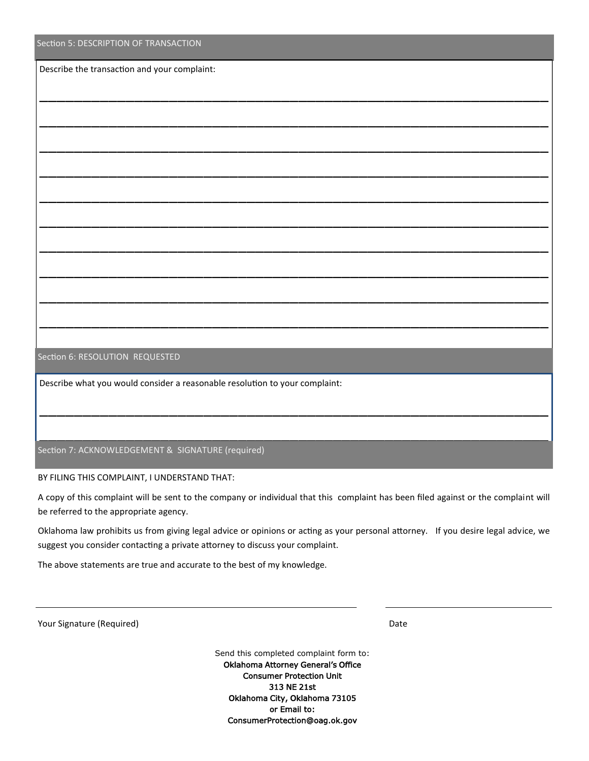## Section 5: DESCRIPTION OF TRANSACTION

Describe the transaction and your complaint:

______________________________________________________________________________

______________________________________________________________________________

______________________________________________________________________________

______________________________________________________________________________

______________________________________________________________________________

______________________________________________________________________________

______________________________________________________________________________

______________________________________________________________________________

______________________________________________________________________________

______________________________________________________________________________

## Section 6: RESOLUTION REQUESTED

Describe what you would consider a reasonable resolution to your complaint:

______________________________________________________________________________

______________________________________________________________________________

## Section 7: ACKNOWLEDGEMENT & SIGNATURE (required)

BY FILING THIS COMPLAINT, I UNDERSTAND THAT:

A copy of this complaint will be sent to the company or individual that this complaint has been filed against or the complaint will be referred to the appropriate agency.

Oklahoma law prohibits us from giving legal advice or opinions or acting as your personal attorney. If you desire legal advice, we suggest you consider contacting a private attorney to discuss your complaint.

The above statements are true and accurate to the best of my knowledge.

_______________________________________________ _______________________

Your Signature (Required) Date

Send this completed complaint form to:
**Oklahoma Attorney General's Office**
**Consumer Protection Unit**
**313 NE 21st**
**Oklahoma City, Oklahoma 73105**
**or Email to:**
**ConsumerProtection@oag.ok.gov**